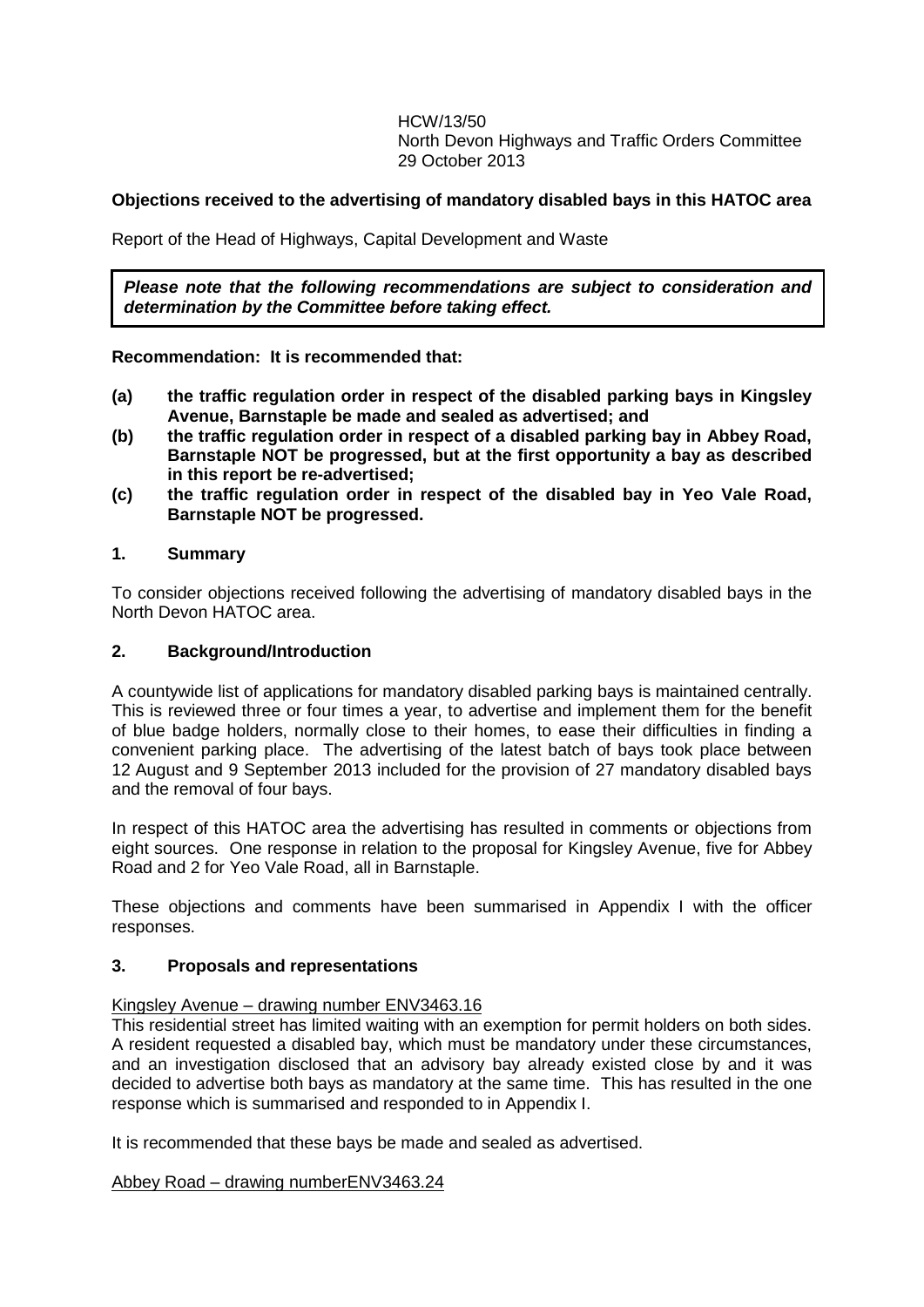HCW/13/50
North Devon Highways and Traffic Orders Committee
29 October 2013

**Objections received to the advertising of mandatory disabled bays in this HATOC area**

Report of the Head of Highways, Capital Development and Waste

> ***Please note that the following recommendations are subject to consideration and determination by the Committee before taking effect.***

**Recommendation: It is recommended that:**

- **(a) the traffic regulation order in respect of the disabled parking bays in Kingsley Avenue, Barnstaple be made and sealed as advertised; and**
- **(b) the traffic regulation order in respect of a disabled parking bay in Abbey Road, Barnstaple NOT be progressed, but at the first opportunity a bay as described in this report be re-advertised;**
- **(c) the traffic regulation order in respect of the disabled bay in Yeo Vale Road, Barnstaple NOT be progressed.**

## 1. Summary

To consider objections received following the advertising of mandatory disabled bays in the North Devon HATOC area.

## 2. Background/Introduction

A countywide list of applications for mandatory disabled parking bays is maintained centrally. This is reviewed three or four times a year, to advertise and implement them for the benefit of blue badge holders, normally close to their homes, to ease their difficulties in finding a convenient parking place. The advertising of the latest batch of bays took place between 12 August and 9 September 2013 included for the provision of 27 mandatory disabled bays and the removal of four bays.

In respect of this HATOC area the advertising has resulted in comments or objections from eight sources. One response in relation to the proposal for Kingsley Avenue, five for Abbey Road and 2 for Yeo Vale Road, all in Barnstaple.

These objections and comments have been summarised in Appendix I with the officer responses.

## 3. Proposals and representations

<u>Kingsley Avenue – drawing number ENV3463.16</u>

This residential street has limited waiting with an exemption for permit holders on both sides. A resident requested a disabled bay, which must be mandatory under these circumstances, and an investigation disclosed that an advisory bay already existed close by and it was decided to advertise both bays as mandatory at the same time. This has resulted in the one response which is summarised and responded to in Appendix I.

It is recommended that these bays be made and sealed as advertised.

<u>Abbey Road – drawing numberENV3463.24</u>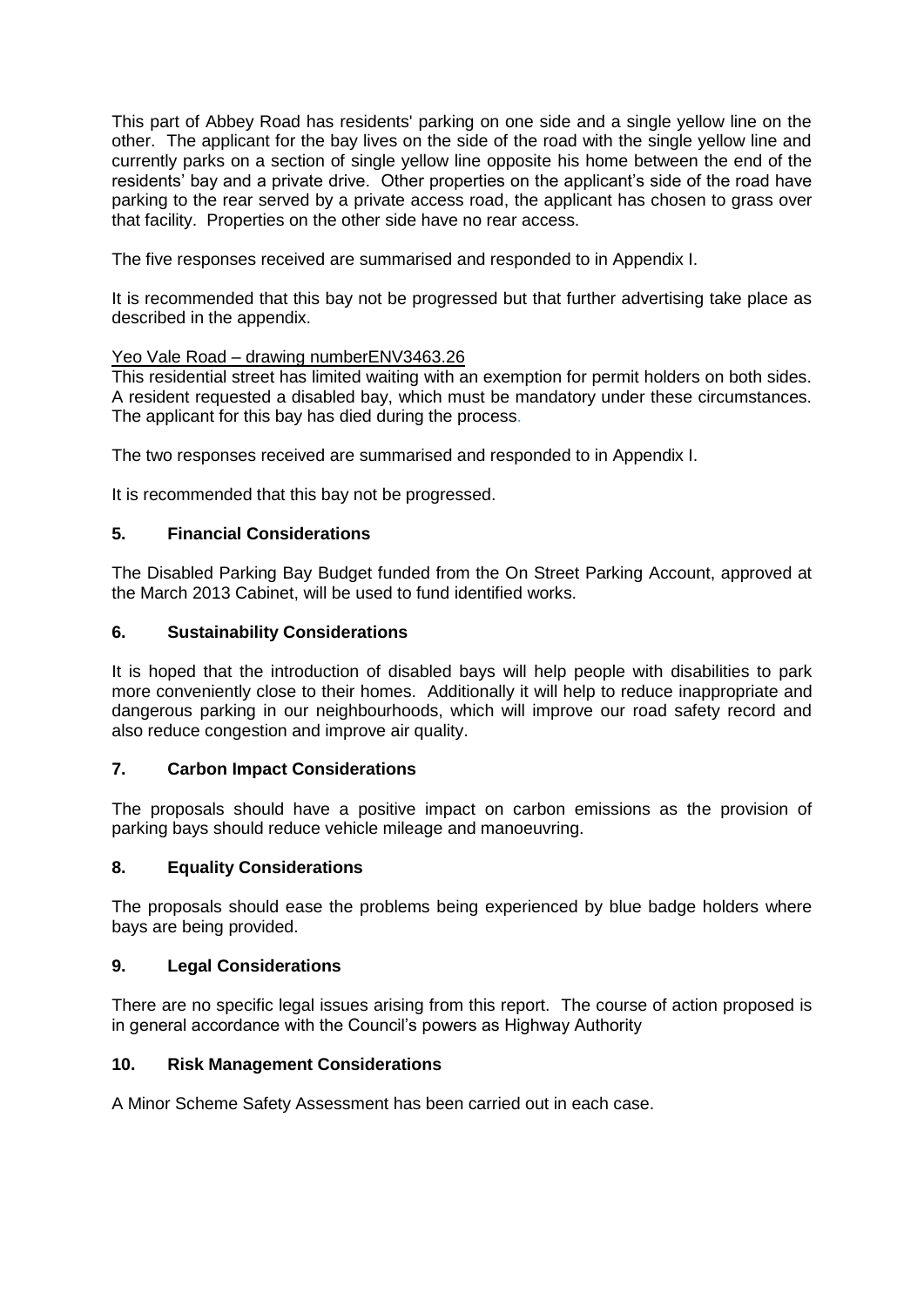This part of Abbey Road has residents' parking on one side and a single yellow line on the other. The applicant for the bay lives on the side of the road with the single yellow line and currently parks on a section of single yellow line opposite his home between the end of the residents' bay and a private drive. Other properties on the applicant's side of the road have parking to the rear served by a private access road, the applicant has chosen to grass over that facility. Properties on the other side have no rear access.

The five responses received are summarised and responded to in Appendix I.

It is recommended that this bay not be progressed but that further advertising take place as described in the appendix.

Yeo Vale Road – drawing numberENV3463.26

This residential street has limited waiting with an exemption for permit holders on both sides. A resident requested a disabled bay, which must be mandatory under these circumstances. The applicant for this bay has died during the process.

The two responses received are summarised and responded to in Appendix I.

It is recommended that this bay not be progressed.

## 5. Financial Considerations

The Disabled Parking Bay Budget funded from the On Street Parking Account, approved at the March 2013 Cabinet, will be used to fund identified works.

## 6. Sustainability Considerations

It is hoped that the introduction of disabled bays will help people with disabilities to park more conveniently close to their homes. Additionally it will help to reduce inappropriate and dangerous parking in our neighbourhoods, which will improve our road safety record and also reduce congestion and improve air quality.

## 7. Carbon Impact Considerations

The proposals should have a positive impact on carbon emissions as the provision of parking bays should reduce vehicle mileage and manoeuvring.

## 8. Equality Considerations

The proposals should ease the problems being experienced by blue badge holders where bays are being provided.

## 9. Legal Considerations

There are no specific legal issues arising from this report. The course of action proposed is in general accordance with the Council's powers as Highway Authority

## 10. Risk Management Considerations

A Minor Scheme Safety Assessment has been carried out in each case.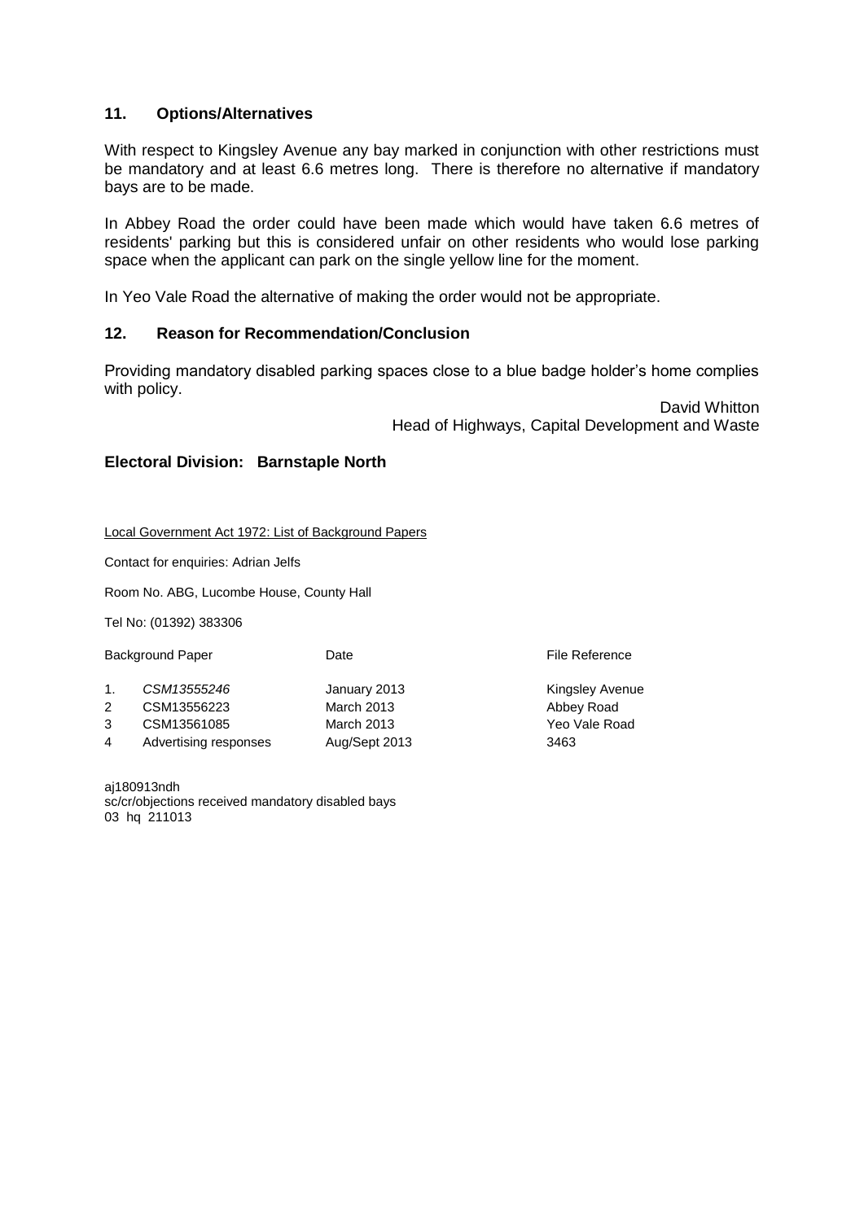## 11. Options/Alternatives

With respect to Kingsley Avenue any bay marked in conjunction with other restrictions must be mandatory and at least 6.6 metres long. There is therefore no alternative if mandatory bays are to be made.

In Abbey Road the order could have been made which would have taken 6.6 metres of residents' parking but this is considered unfair on other residents who would lose parking space when the applicant can park on the single yellow line for the moment.

In Yeo Vale Road the alternative of making the order would not be appropriate.

## 12. Reason for Recommendation/Conclusion

Providing mandatory disabled parking spaces close to a blue badge holder's home complies with policy.

David Whitton
Head of Highways, Capital Development and Waste

**Electoral Division: Barnstaple North**

Local Government Act 1972: List of Background Papers

Contact for enquiries: Adrian Jelfs

Room No. ABG, Lucombe House, County Hall

Tel No: (01392) 383306

| | Background Paper | Date | File Reference |
|---|---|---|---|
| 1. | *CSM13555246* | January 2013 | Kingsley Avenue |
| 2 | CSM13556223 | March 2013 | Abbey Road |
| 3 | CSM13561085 | March 2013 | Yeo Vale Road |
| 4 | Advertising responses | Aug/Sept 2013 | 3463 |

aj180913ndh
sc/cr/objections received mandatory disabled bays
03 hq 211013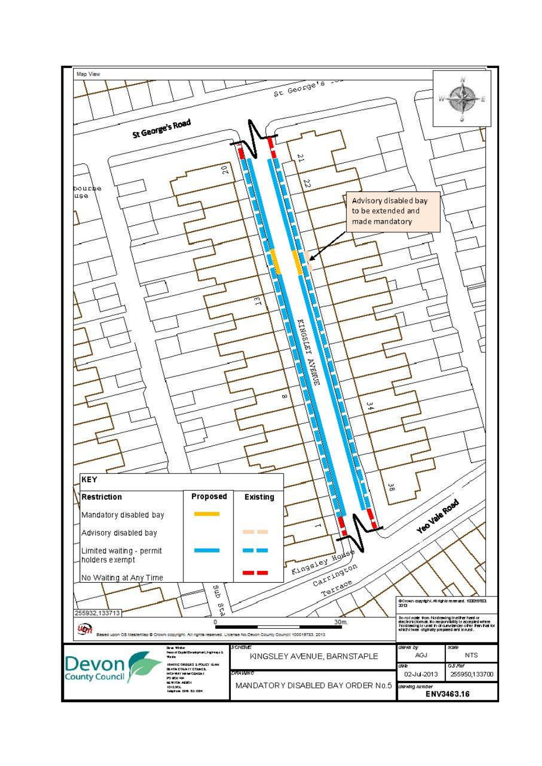Map View

St George's Road

Advisory disabled bay to be extended and made mandatory

KINGSLEY AVENUE

Yeo Vale Road

Kingsley House

Carrington Terrace

**KEY**

| Restriction | Proposed | Existing |
|---|---|---|
| Mandatory disabled bay | | |
| Advisory disabled bay | | |
| Limited waiting - permit holders exempt | | |
| No Waiting at Any Time | | |

255932,133713

0 — 30m.

Based upon OS MasterMap © Crown copyright. All rights reserved. License No Devon County Council 100019783. 2013

© Crown copyright. All rights reserved. 100019783. 2013

Do not scale from this drawing in either hard or electronic format. No responsibility is accepted where this drawing is used in circumstances other than that for which it was originally prepared and issued.

Devon County Council

| SCHEME | drawn by | scale |
|---|---|---|
| KINGSLEY AVENUE, BARNSTAPLE | AGJ | NTS |
| **DRAWING** | **date** | **OS Ref** |
| MANDATORY DISABLED BAY ORDER No.5 | 02-Jul-2013 | 255950,133700 |
| | **drawing number** | |
| | **ENV3463.16** | |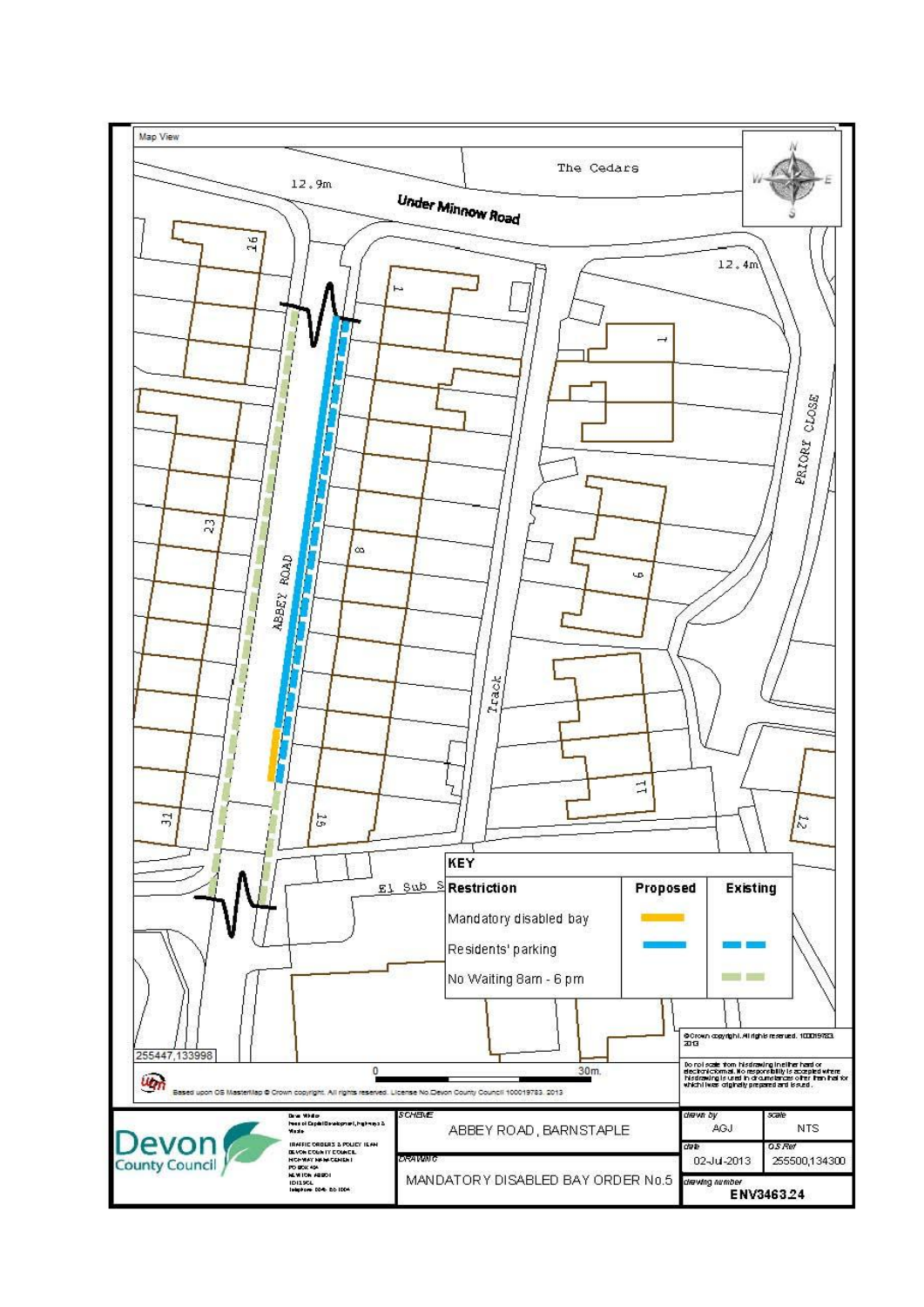Map View

The Cedars

12.9m

Under Minnow Road

12.4m

16

1

1

PRIORY CLOSE

23

8

ABBEY ROAD

9

Track

31

15

11

12

El Sub S

**KEY**

| Restriction | Proposed | Existing |
|---|---|---|
| Mandatory disabled bay | (yellow solid line) | |
| Residents' parking | (blue solid line) | (blue dashed line) |
| No Waiting 8am - 6 pm | | (green dashed line) |

255447,133998

0 — 30m.

Based upon OS MasterMap © Crown copyright. All rights reserved. License No.Devon County Council 100019783. 2013

©Crown copyright. All rights reserved. 100019783. 2013

Do not scale from this drawing in either hard or electronic format. No responsibility is accepted where this drawing is used in circumstances other than that for which it was originally prepared and issued.

Devon County Council

Dave Whitton
Head of Capital Development, Highways & Waste

TRAFFIC ORDERS & POLICY TEAM
DEVON COUNTY COUNCIL
HIGHWAY MANAGEMENT
PO BOX 49A
NEWTON ABBOT
TQ12 9GL
Telephone 0845 155 1004

| SCHEME | drawn by | scale |
|---|---|---|
| ABBEY ROAD, BARNSTAPLE | AGJ | NTS |
| **DRAWING** | **date** | **OS Ref** |
| MANDATORY DISABLED BAY ORDER No.5 | 02-Jul-2013 | 255500,134300 |
| | **drawing number** | |
| | ENV3463.24 | |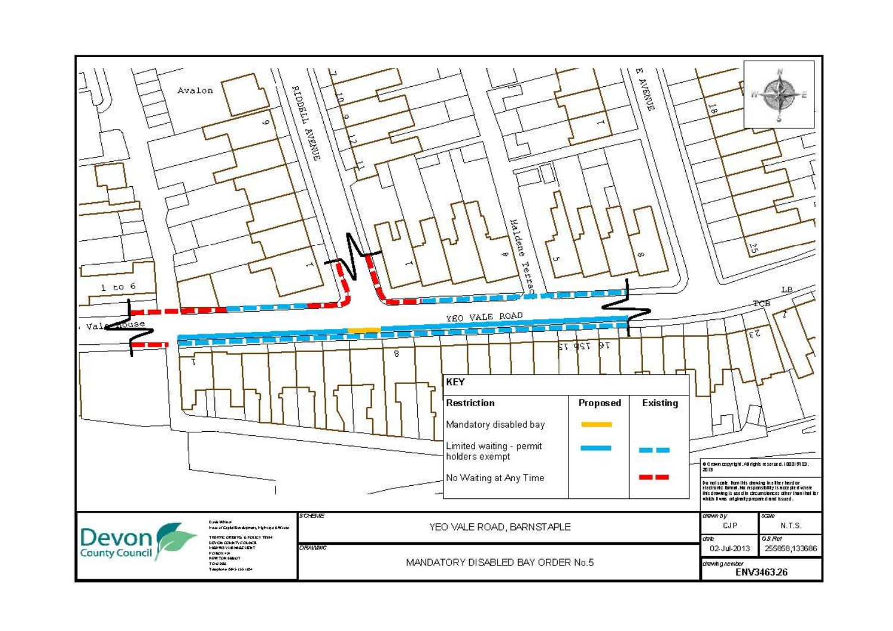Avalon

RIDDELL AVENUE

Maldene Terrace

E AVENUE

YEO VALE ROAD

Vale House

1 to 6

LB

TCB

## KEY

| Restriction | Proposed | Existing |
|---|---|---|
| Mandatory disabled bay | Yellow solid line | |
| Limited waiting - permit holders exempt | Blue solid line | Blue dashed line |
| No Waiting at Any Time | | Red dashed line |

© Crown copyright. All rights reserved. 100019783. 2013

Do not scale from this drawing in either hard or electronic format. No responsibility is accepted where this drawing is used in circumstances other than that for which it was originally prepared and issued.

**Devon County Council**

David Whitton
Head of Capital Development, Highways & Waste

TRAFFIC ORDERS & POLICY TEAM
DEVON COUNTY COUNCIL
HIGHWAY MANAGEMENT
PO BOX 
NEWTON ABBOT
TQ12 

| | |
|---|---|
| SCHEME | YEO VALE ROAD, BARNSTAPLE |
| DRAWING | MANDATORY DISABLED BAY ORDER No.5 |

| drawn by | scale |
|---|---|
| CJP | N.T.S. |
| **date** | **OS Ref** |
| 02-Jul-2013 | 255858,133686 |
| **drawing number** | |
| ENV3463.26 | |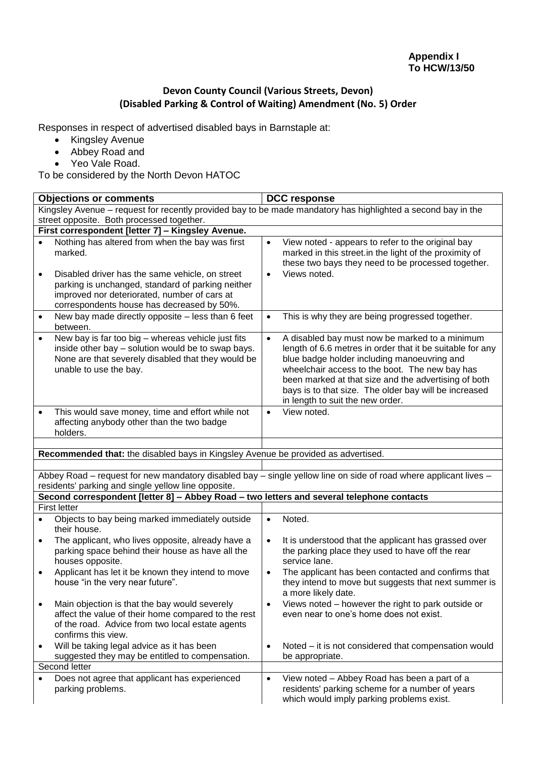**Appendix I**
**To HCW/13/50**

**Devon County Council (Various Streets, Devon)**
**(Disabled Parking & Control of Waiting) Amendment (No. 5) Order**

Responses in respect of advertised disabled bays in Barnstaple at:

- Kingsley Avenue
- Abbey Road and
- Yeo Vale Road.

To be considered by the North Devon HATOC

| Objections or comments | DCC response |
|---|---|
| Kingsley Avenue – request for recently provided bay to be made mandatory has highlighted a second bay in the street opposite. Both processed together. | |
| **First correspondent [letter 7] – Kingsley Avenue.** | |
| • Nothing has altered from when the bay was first marked.<br>• Disabled driver has the same vehicle, on street parking is unchanged, standard of parking neither improved nor deteriorated, number of cars at correspondents house has decreased by 50%. | • View noted - appears to refer to the original bay marked in this street.in the light of the proximity of these two bays they need to be processed together.<br>• Views noted. |
| • New bay made directly opposite – less than 6 feet between. | • This is why they are being progressed together. |
| • New bay is far too big – whereas vehicle just fits inside other bay – solution would be to swap bays. None are that severely disabled that they would be unable to use the bay. | • A disabled bay must now be marked to a minimum length of 6.6 metres in order that it be suitable for any blue badge holder including manoeuvring and wheelchair access to the boot. The new bay has been marked at that size and the advertising of both bays is to that size. The older bay will be increased in length to suit the new order. |
| • This would save money, time and effort while not affecting anybody other than the two badge holders. | • View noted. |
| | |
| **Recommended that:** the disabled bays in Kingsley Avenue be provided as advertised. | |
| | |
| Abbey Road – request for new mandatory disabled bay – single yellow line on side of road where applicant lives – residents' parking and single yellow line opposite. | |
| **Second correspondent [letter 8] – Abbey Road – two letters and several telephone contacts** | |
| First letter | |
| • Objects to bay being marked immediately outside their house. | • Noted. |
| • The applicant, who lives opposite, already have a parking space behind their house as have all the houses opposite. | • It is understood that the applicant has grassed over the parking place they used to have off the rear service lane. |
| • Applicant has let it be known they intend to move house "in the very near future". | • The applicant has been contacted and confirms that they intend to move but suggests that next summer is a more likely date. |
| • Main objection is that the bay would severely affect the value of their home compared to the rest of the road. Advice from two local estate agents confirms this view. | • Views noted – however the right to park outside or even near to one's home does not exist. |
| • Will be taking legal advice as it has been suggested they may be entitled to compensation. | • Noted – it is not considered that compensation would be appropriate. |
| Second letter | |
| • Does not agree that applicant has experienced parking problems. | • View noted – Abbey Road has been a part of a residents' parking scheme for a number of years which would imply parking problems exist. |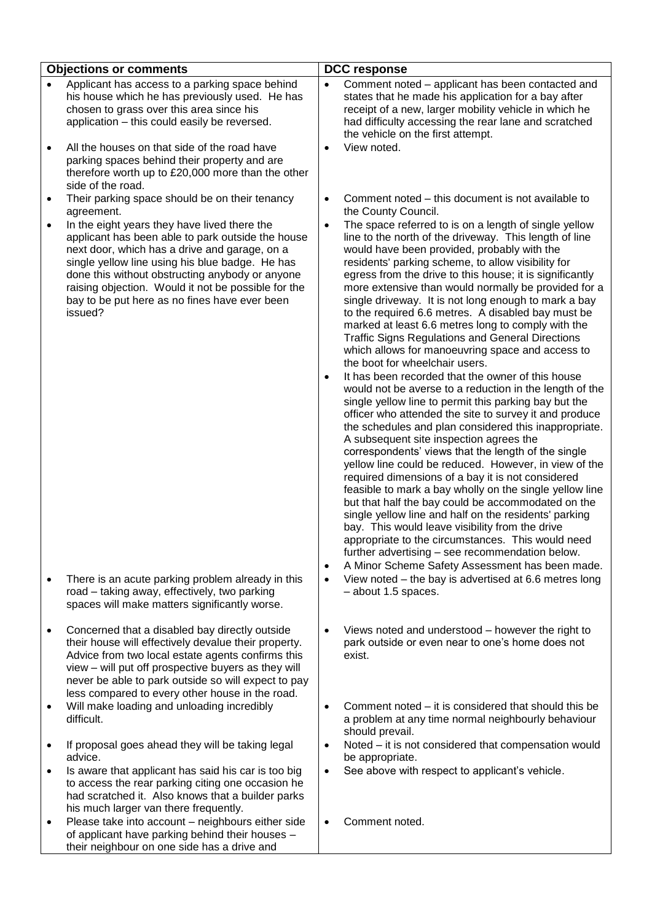| Objections or comments | DCC response |
|---|---|
| • Applicant has access to a parking space behind his house which he has previously used. He has chosen to grass over this area since his application – this could easily be reversed. | • Comment noted – applicant has been contacted and states that he made his application for a bay after receipt of a new, larger mobility vehicle in which he had difficulty accessing the rear lane and scratched the vehicle on the first attempt. |
| • All the houses on that side of the road have parking spaces behind their property and are therefore worth up to £20,000 more than the other side of the road. | • View noted. |
| • Their parking space should be on their tenancy agreement. | • Comment noted – this document is not available to the County Council. |
| • In the eight years they have lived there the applicant has been able to park outside the house next door, which has a drive and garage, on a single yellow line using his blue badge. He has done this without obstructing anybody or anyone raising objection. Would it not be possible for the bay to be put here as no fines have ever been issued? | • The space referred to is on a length of single yellow line to the north of the driveway. This length of line would have been provided, probably with the residents' parking scheme, to allow visibility for egress from the drive to this house; it is significantly more extensive than would normally be provided for a single driveway. It is not long enough to mark a bay to the required 6.6 metres. A disabled bay must be marked at least 6.6 metres long to comply with the Traffic Signs Regulations and General Directions which allows for manoeuvring space and access to the boot for wheelchair users.<br>• It has been recorded that the owner of this house would not be averse to a reduction in the length of the single yellow line to permit this parking bay but the officer who attended the site to survey it and produce the schedules and plan considered this inappropriate. A subsequent site inspection agrees the correspondents' views that the length of the single yellow line could be reduced. However, in view of the required dimensions of a bay it is not considered feasible to mark a bay wholly on the single yellow line but that half the bay could be accommodated on the single yellow line and half on the residents' parking bay. This would leave visibility from the drive appropriate to the circumstances. This would need further advertising – see recommendation below.<br>• A Minor Scheme Safety Assessment has been made. |
| • There is an acute parking problem already in this road – taking away, effectively, two parking spaces will make matters significantly worse. | • View noted – the bay is advertised at 6.6 metres long – about 1.5 spaces. |
| • Concerned that a disabled bay directly outside their house will effectively devalue their property. Advice from two local estate agents confirms this view – will put off prospective buyers as they will never be able to park outside so will expect to pay less compared to every other house in the road. | • Views noted and understood – however the right to park outside or even near to one's home does not exist. |
| • Will make loading and unloading incredibly difficult. | • Comment noted – it is considered that should this be a problem at any time normal neighbourly behaviour should prevail. |
| • If proposal goes ahead they will be taking legal advice. | • Noted – it is not considered that compensation would be appropriate. |
| • Is aware that applicant has said his car is too big to access the rear parking citing one occasion he had scratched it. Also knows that a builder parks his much larger van there frequently. | • See above with respect to applicant's vehicle. |
| • Please take into account – neighbours either side of applicant have parking behind their houses – their neighbour on one side has a drive and | • Comment noted. |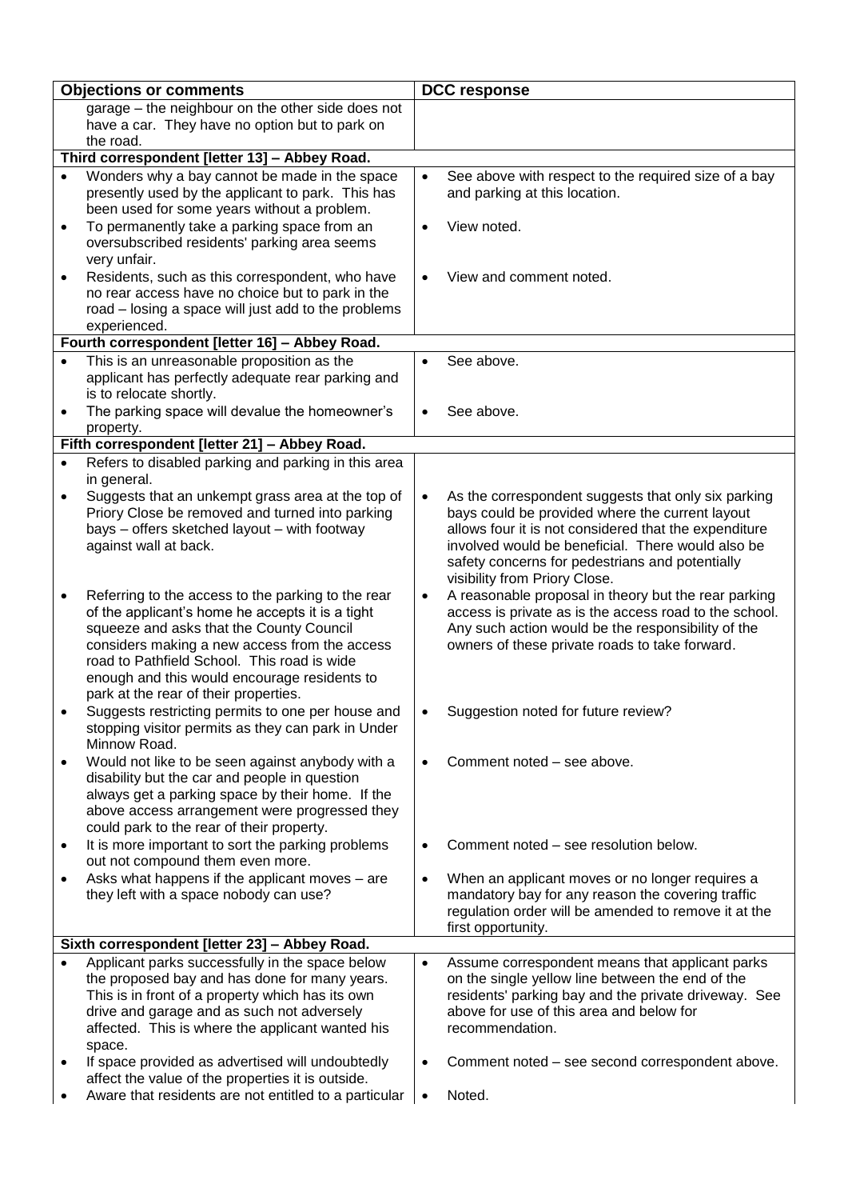| Objections or comments | DCC response |
|---|---|
| garage – the neighbour on the other side does not have a car. They have no option but to park on the road. | |
| **Third correspondent [letter 13] – Abbey Road.** | |
| • Wonders why a bay cannot be made in the space presently used by the applicant to park. This has been used for some years without a problem. | • See above with respect to the required size of a bay and parking at this location. |
| • To permanently take a parking space from an oversubscribed residents' parking area seems very unfair. | • View noted. |
| • Residents, such as this correspondent, who have no rear access have no choice but to park in the road – losing a space will just add to the problems experienced. | • View and comment noted. |
| **Fourth correspondent [letter 16] – Abbey Road.** | |
| • This is an unreasonable proposition as the applicant has perfectly adequate rear parking and is to relocate shortly. | • See above. |
| • The parking space will devalue the homeowner's property. | • See above. |
| **Fifth correspondent [letter 21] – Abbey Road.** | |
| • Refers to disabled parking and parking in this area in general. | |
| • Suggests that an unkempt grass area at the top of Priory Close be removed and turned into parking bays – offers sketched layout – with footway against wall at back. | • As the correspondent suggests that only six parking bays could be provided where the current layout allows four it is not considered that the expenditure involved would be beneficial. There would also be safety concerns for pedestrians and potentially visibility from Priory Close. |
| • Referring to the access to the parking to the rear of the applicant's home he accepts it is a tight squeeze and asks that the County Council considers making a new access from the access road to Pathfield School. This road is wide enough and this would encourage residents to park at the rear of their properties. | • A reasonable proposal in theory but the rear parking access is private as is the access road to the school. Any such action would be the responsibility of the owners of these private roads to take forward. |
| • Suggests restricting permits to one per house and stopping visitor permits as they can park in Under Minnow Road. | • Suggestion noted for future review? |
| • Would not like to be seen against anybody with a disability but the car and people in question always get a parking space by their home. If the above access arrangement were progressed they could park to the rear of their property. | • Comment noted – see above. |
| • It is more important to sort the parking problems out not compound them even more. | • Comment noted – see resolution below. |
| • Asks what happens if the applicant moves – are they left with a space nobody can use? | • When an applicant moves or no longer requires a mandatory bay for any reason the covering traffic regulation order will be amended to remove it at the first opportunity. |
| **Sixth correspondent [letter 23] – Abbey Road.** | |
| • Applicant parks successfully in the space below the proposed bay and has done for many years. This is in front of a property which has its own drive and garage and as such not adversely affected. This is where the applicant wanted his space. | • Assume correspondent means that applicant parks on the single yellow line between the end of the residents' parking bay and the private driveway. See above for use of this area and below for recommendation. |
| • If space provided as advertised will undoubtedly affect the value of the properties it is outside. | • Comment noted – see second correspondent above. |
| • Aware that residents are not entitled to a particular | • Noted. |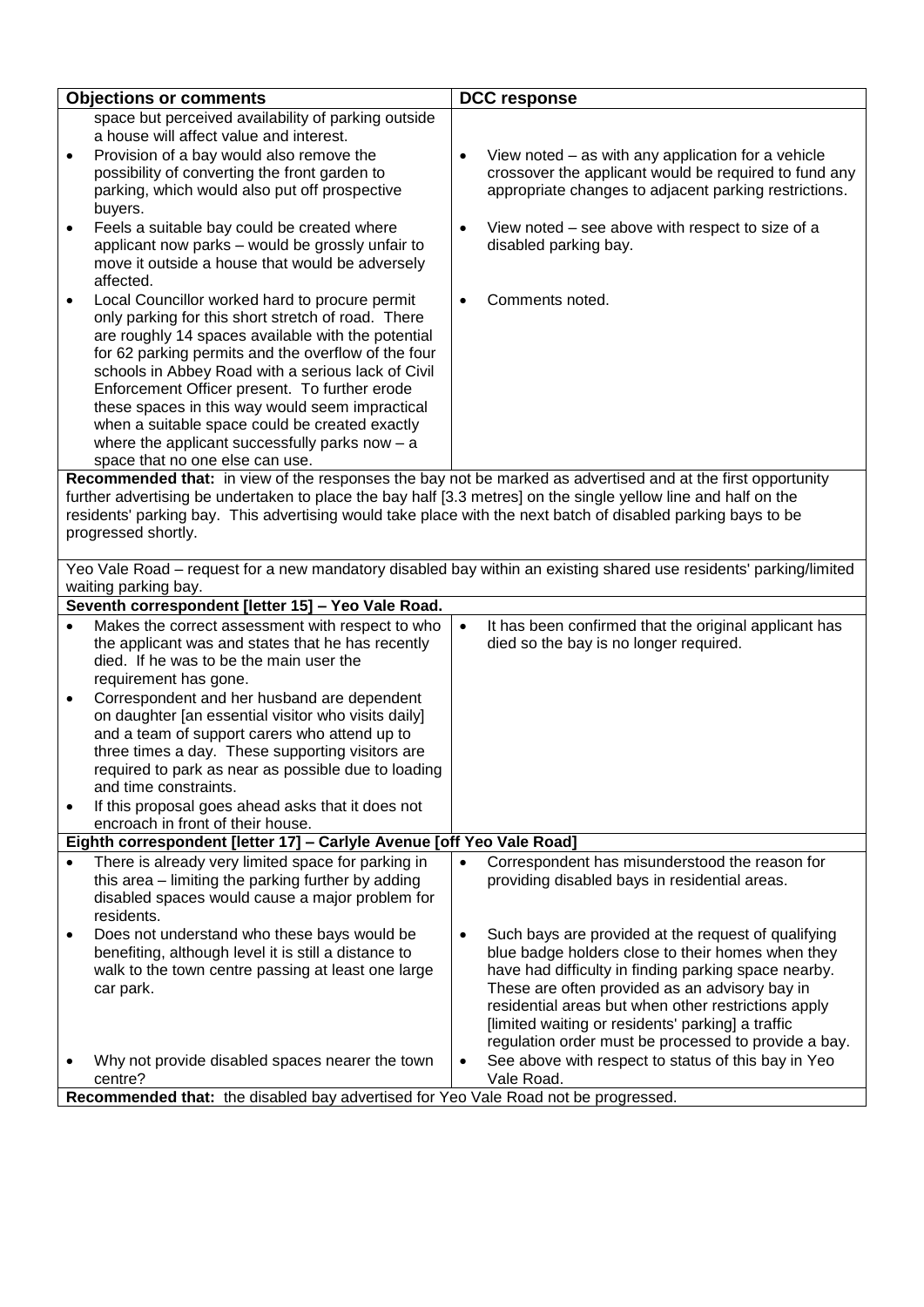| Objections or comments | DCC response |
| --- | --- |
| space but perceived availability of parking outside a house will affect value and interest. | |
| • Provision of a bay would also remove the possibility of converting the front garden to parking, which would also put off prospective buyers. | • View noted – as with any application for a vehicle crossover the applicant would be required to fund any appropriate changes to adjacent parking restrictions. |
| • Feels a suitable bay could be created where applicant now parks – would be grossly unfair to move it outside a house that would be adversely affected. | • View noted – see above with respect to size of a disabled parking bay. |
| • Local Councillor worked hard to procure permit only parking for this short stretch of road. There are roughly 14 spaces available with the potential for 62 parking permits and the overflow of the four schools in Abbey Road with a serious lack of Civil Enforcement Officer present. To further erode these spaces in this way would seem impractical when a suitable space could be created exactly where the applicant successfully parks now – a space that no one else can use. | • Comments noted. |
| **Recommended that:** in view of the responses the bay not be marked as advertised and at the first opportunity further advertising be undertaken to place the bay half [3.3 metres] on the single yellow line and half on the residents' parking bay. This advertising would take place with the next batch of disabled parking bays to be progressed shortly. | |
| Yeo Vale Road – request for a new mandatory disabled bay within an existing shared use residents' parking/limited waiting parking bay. | |
| **Seventh correspondent [letter 15] – Yeo Vale Road.** | |
| • Makes the correct assessment with respect to who the applicant was and states that he has recently died. If he was to be the main user the requirement has gone.<br>• Correspondent and her husband are dependent on daughter [an essential visitor who visits daily] and a team of support carers who attend up to three times a day. These supporting visitors are required to park as near as possible due to loading and time constraints.<br>• If this proposal goes ahead asks that it does not encroach in front of their house. | • It has been confirmed that the original applicant has died so the bay is no longer required. |
| **Eighth correspondent [letter 17] – Carlyle Avenue [off Yeo Vale Road]** | |
| • There is already very limited space for parking in this area – limiting the parking further by adding disabled spaces would cause a major problem for residents. | • Correspondent has misunderstood the reason for providing disabled bays in residential areas. |
| • Does not understand who these bays would be benefiting, although level it is still a distance to walk to the town centre passing at least one large car park. | • Such bays are provided at the request of qualifying blue badge holders close to their homes when they have had difficulty in finding parking space nearby. These are often provided as an advisory bay in residential areas but when other restrictions apply [limited waiting or residents' parking] a traffic regulation order must be processed to provide a bay. |
| • Why not provide disabled spaces nearer the town centre? | • See above with respect to status of this bay in Yeo Vale Road. |
| **Recommended that:** the disabled bay advertised for Yeo Vale Road not be progressed. | |